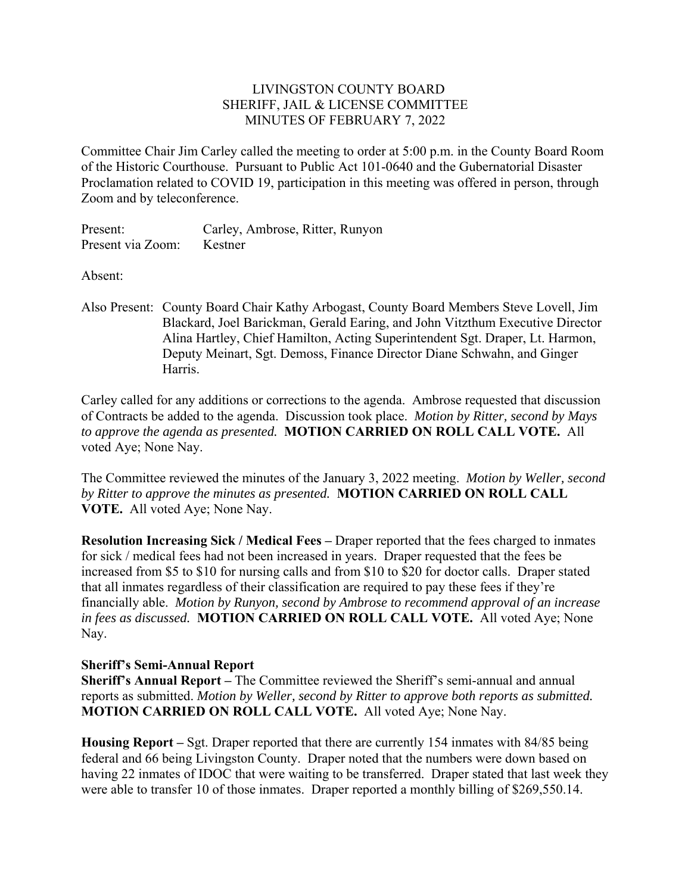LIVINGSTON COUNTY BOARD
SHERIFF, JAIL & LICENSE COMMITTEE
MINUTES OF FEBRUARY 7, 2022

Committee Chair Jim Carley called the meeting to order at 5:00 p.m. in the County Board Room of the Historic Courthouse. Pursuant to Public Act 101-0640 and the Gubernatorial Disaster Proclamation related to COVID 19, participation in this meeting was offered in person, through Zoom and by teleconference.

Present: Carley, Ambrose, Ritter, Runyon
Present via Zoom: Kestner

Absent:

Also Present: County Board Chair Kathy Arbogast, County Board Members Steve Lovell, Jim Blackard, Joel Barickman, Gerald Earing, and John Vitzthum Executive Director Alina Hartley, Chief Hamilton, Acting Superintendent Sgt. Draper, Lt. Harmon, Deputy Meinart, Sgt. Demoss, Finance Director Diane Schwahn, and Ginger Harris.

Carley called for any additions or corrections to the agenda. Ambrose requested that discussion of Contracts be added to the agenda. Discussion took place. *Motion by Ritter, second by Mays to approve the agenda as presented.* **MOTION CARRIED ON ROLL CALL VOTE.** All voted Aye; None Nay.

The Committee reviewed the minutes of the January 3, 2022 meeting. *Motion by Weller, second by Ritter to approve the minutes as presented.* **MOTION CARRIED ON ROLL CALL VOTE.** All voted Aye; None Nay.

**Resolution Increasing Sick / Medical Fees –** Draper reported that the fees charged to inmates for sick / medical fees had not been increased in years. Draper requested that the fees be increased from $5 to $10 for nursing calls and from $10 to $20 for doctor calls. Draper stated that all inmates regardless of their classification are required to pay these fees if they're financially able. *Motion by Runyon, second by Ambrose to recommend approval of an increase in fees as discussed.* **MOTION CARRIED ON ROLL CALL VOTE.** All voted Aye; None Nay.

**Sheriff's Semi-Annual Report**
**Sheriff's Annual Report –** The Committee reviewed the Sheriff's semi-annual and annual reports as submitted. *Motion by Weller, second by Ritter to approve both reports as submitted.* **MOTION CARRIED ON ROLL CALL VOTE.** All voted Aye; None Nay.

**Housing Report –** Sgt. Draper reported that there are currently 154 inmates with 84/85 being federal and 66 being Livingston County. Draper noted that the numbers were down based on having 22 inmates of IDOC that were waiting to be transferred. Draper stated that last week they were able to transfer 10 of those inmates. Draper reported a monthly billing of $269,550.14.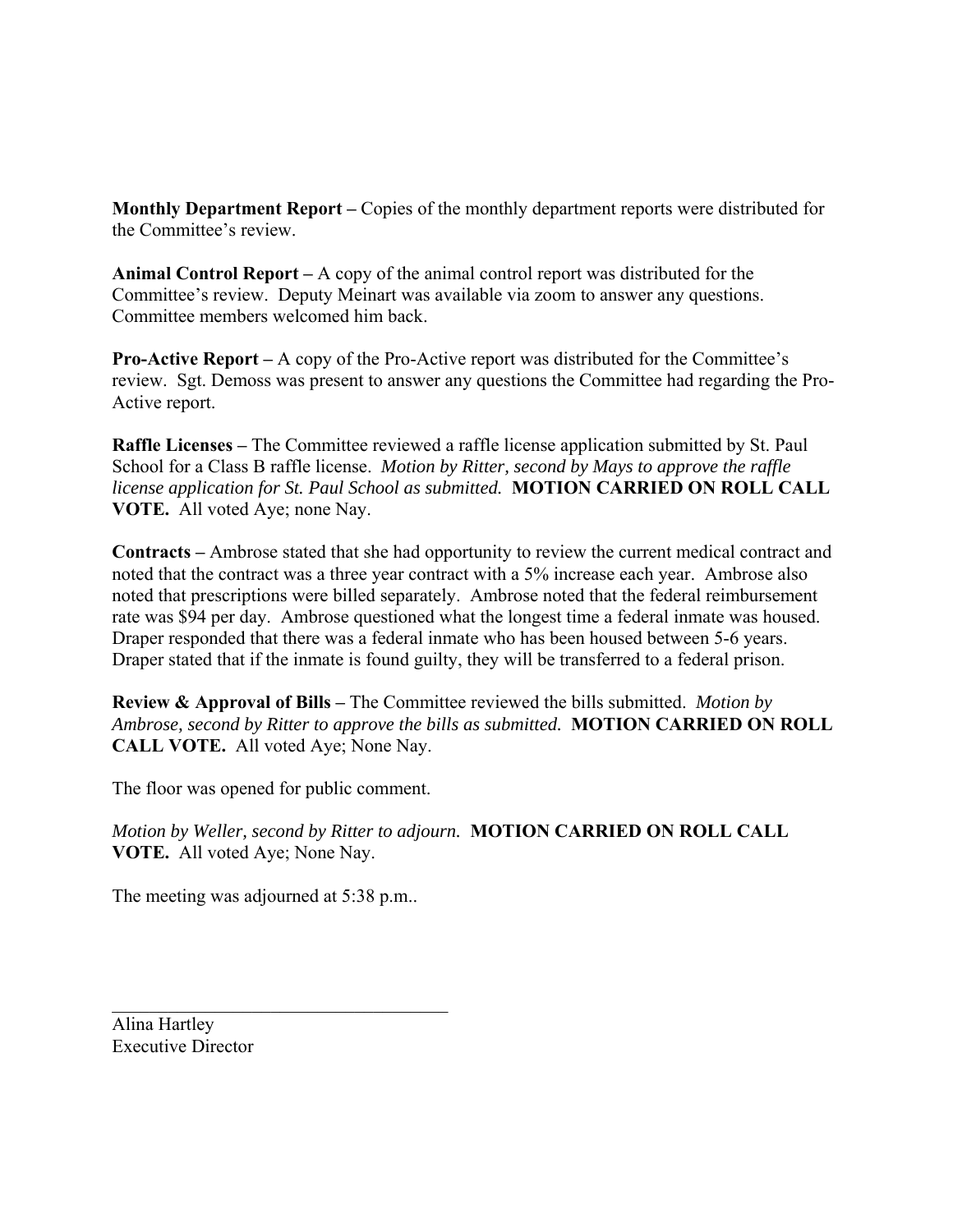**Monthly Department Report –** Copies of the monthly department reports were distributed for the Committee's review.

**Animal Control Report –** A copy of the animal control report was distributed for the Committee's review. Deputy Meinart was available via zoom to answer any questions. Committee members welcomed him back.

**Pro-Active Report –** A copy of the Pro-Active report was distributed for the Committee's review. Sgt. Demoss was present to answer any questions the Committee had regarding the Pro-Active report.

**Raffle Licenses –** The Committee reviewed a raffle license application submitted by St. Paul School for a Class B raffle license. *Motion by Ritter, second by Mays to approve the raffle license application for St. Paul School as submitted.* **MOTION CARRIED ON ROLL CALL VOTE.** All voted Aye; none Nay.

**Contracts –** Ambrose stated that she had opportunity to review the current medical contract and noted that the contract was a three year contract with a 5% increase each year. Ambrose also noted that prescriptions were billed separately. Ambrose noted that the federal reimbursement rate was $94 per day. Ambrose questioned what the longest time a federal inmate was housed. Draper responded that there was a federal inmate who has been housed between 5-6 years. Draper stated that if the inmate is found guilty, they will be transferred to a federal prison.

**Review & Approval of Bills –** The Committee reviewed the bills submitted. *Motion by Ambrose, second by Ritter to approve the bills as submitted.* **MOTION CARRIED ON ROLL CALL VOTE.** All voted Aye; None Nay.

The floor was opened for public comment.

*Motion by Weller, second by Ritter to adjourn.* **MOTION CARRIED ON ROLL CALL VOTE.** All voted Aye; None Nay.

The meeting was adjourned at 5:38 p.m..

\_\_\_\_\_\_\_\_\_\_\_\_\_\_\_\_\_\_\_\_\_\_\_\_\_\_\_\_\_\_\_\_\_\_\_\_

Alina Hartley
Executive Director